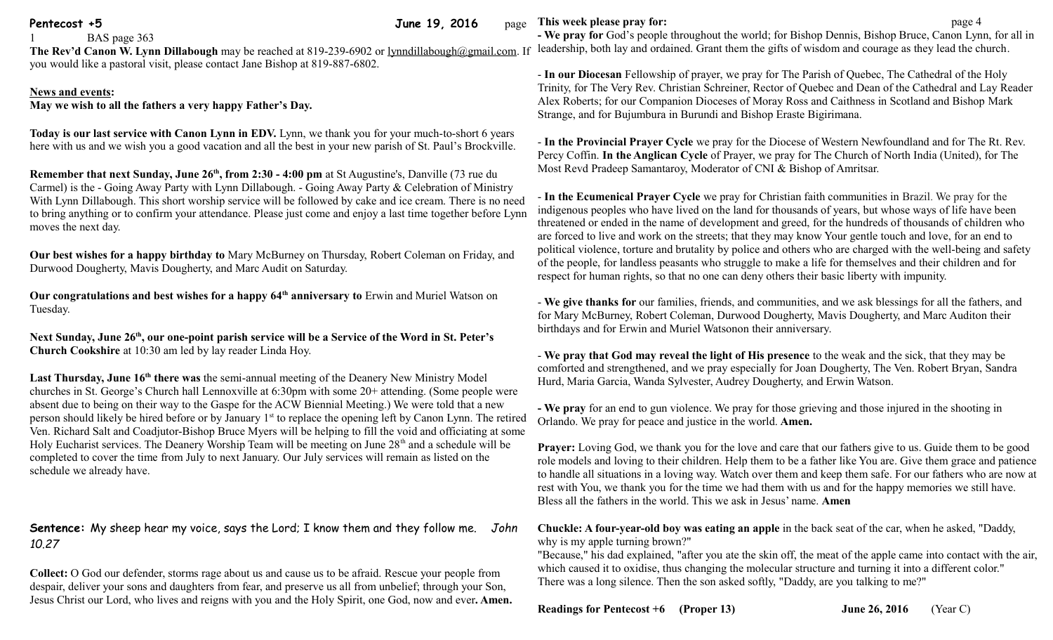1 BAS page 363

**The Rev'd Canon W. Lynn Dillabough** may be reached at 819-239-6902 or lynndillabough@gmail.com. If you would like a pastoral visit, please contact Jane Bishop at 819-887-6802.

**News and events:**

**May we wish to all the fathers a very happy Father's Day.**

**Today is our last service with Canon Lynn in EDV.** Lynn, we thank you for your much-to-short 6 years here with us and we wish you a good vacation and all the best in your new parish of St. Paul's Brockville.

**Remember that next Sunday, June 26th, from 2:30 - 4:00 pm** at St Augustine's, Danville (73 rue du Carmel) is the - Going Away Party with Lynn Dillabough. - Going Away Party & Celebration of Ministry With Lynn Dillabough. This short worship service will be followed by cake and ice cream. There is no need to bring anything or to confirm your attendance. Please just come and enjoy a last time together before Lynn moves the next day.

**Our best wishes for a happy birthday to** Mary McBurney on Thursday, Robert Coleman on Friday, and Durwood Dougherty, Mavis Dougherty, and Marc Audit on Saturday.

**Our congratulations and best wishes for a happy 64th anniversary to** Erwin and Muriel Watson on Tuesday.

**Next Sunday, June 26th, our one-point parish service will be a Service of the Word in St. Peter's Church Cookshire** at 10:30 am led by lay reader Linda Hoy.

**Last Thursday, June 16th there was** the semi-annual meeting of the Deanery New Ministry Model churches in St. George's Church hall Lennoxville at 6:30pm with some 20+ attending. (Some people were absent due to being on their way to the Gaspe for the ACW Biennial Meeting.) We were told that a new person should likely be hired before or by January 1st to replace the opening left by Canon Lynn. The retired Ven. Richard Salt and Coadjutor-Bishop Bruce Myers will be helping to fill the void and officiating at some Holy Eucharist services. The Deanery Worship Team will be meeting on June 28th and a schedule will be completed to cover the time from July to next January. Our July services will remain as listed on the schedule we already have.

**Sentence:** My sheep hear my voice, says the Lord; I know them and they follow me. *John 10.27*

**Collect:** O God our defender, storms rage about us and cause us to be afraid. Rescue your people from despair, deliver your sons and daughters from fear, and preserve us all from unbelief; through your Son, Jesus Christ our Lord, who lives and reigns with you and the Holy Spirit, one God, now and ever**. Amen.**

**This week please pray for:**

**- We pray for** God's people throughout the world; for Bishop Dennis, Bishop Bruce, Canon Lynn, for all in leadership, both lay and ordained. Grant them the gifts of wisdom and courage as they lead the church.

- **In our Diocesan** Fellowship of prayer, we pray for The Parish of Quebec, The Cathedral of the Holy Trinity, for The Very Rev. Christian Schreiner, Rector of Quebec and Dean of the Cathedral and Lay Reader Alex Roberts; for our Companion Dioceses of Moray Ross and Caithness in Scotland and Bishop Mark Strange, and for Bujumbura in Burundi and Bishop Eraste Bigirimana.

- **In the Provincial Prayer Cycle** we pray for the Diocese of Western Newfoundland and for The Rt. Rev. Percy Coffin. **In the Anglican Cycle** of Prayer, we pray for The Church of North India (United), for The Most Revd Pradeep Samantaroy, Moderator of CNI & Bishop of Amritsar.

- **In the Ecumenical Prayer Cycle** we pray for Christian faith communities in Brazil. We pray for the indigenous peoples who have lived on the land for thousands of years, but whose ways of life have been threatened or ended in the name of development and greed, for the hundreds of thousands of children who are forced to live and work on the streets; that they may know Your gentle touch and love, for an end to political violence, torture and brutality by police and others who are charged with the well-being and safety of the people, for landless peasants who struggle to make a life for themselves and their children and for respect for human rights, so that no one can deny others their basic liberty with impunity.

- **We give thanks for** our families, friends, and communities, and we ask blessings for all the fathers, and for Mary McBurney, Robert Coleman, Durwood Dougherty, Mavis Dougherty, and Marc Auditon their birthdays and for Erwin and Muriel Watsonon their anniversary.

- **We pray that God may reveal the light of His presence** to the weak and the sick, that they may be comforted and strengthened, and we pray especially for Joan Dougherty, The Ven. Robert Bryan, Sandra Hurd, Maria Garcia, Wanda Sylvester, Audrey Dougherty, and Erwin Watson.

**- We pray** for an end to gun violence. We pray for those grieving and those injured in the shooting in Orlando. We pray for peace and justice in the world. **Amen.**

**Prayer:** Loving God, we thank you for the love and care that our fathers give to us. Guide them to be good role models and loving to their children. Help them to be a father like You are. Give them grace and patience to handle all situations in a loving way. Watch over them and keep them safe. For our fathers who are now at rest with You, we thank you for the time we had them with us and for the happy memories we still have. Bless all the fathers in the world. This we ask in Jesus' name. **Amen**

**Chuckle: A four-year-old boy was eating an apple** in the back seat of the car, when he asked, "Daddy, why is my apple turning brown?"

"Because," his dad explained, "after you ate the skin off, the meat of the apple came into contact with the air, which caused it to oxidise, thus changing the molecular structure and turning it into a different color."

There was a long silence. Then the son asked softly, "Daddy, are you talking to me?"

**Readings for Pentecost +6 (Proper 13) June 26, 2016** (Year C)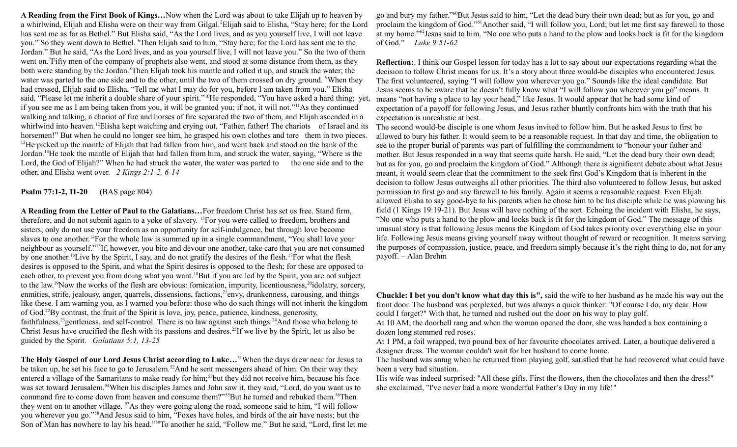**A Reading from the First Book of Kings…**Now when the Lord was about to take Elijah up to heaven by a whirlwind, Elijah and Elisha were on their way from Gilgal.[2]Elijah said to Elisha, "Stay here; for the Lord has sent me as far as Bethel." But Elisha said, "As the Lord lives, and as you yourself live, I will not leave you." So they went down to Bethel. [6]Then Elijah said to him, "Stay here; for the Lord has sent me to the Jordan." But he said, "As the Lord lives, and as you yourself live, I will not leave you." So the two of them went on.[7]Fifty men of the company of prophets also went, and stood at some distance from them, as they both were standing by the Jordan.[8]Then Elijah took his mantle and rolled it up, and struck the water; the water was parted to the one side and to the other, until the two of them crossed on dry ground. [9]When they had crossed, Elijah said to Elisha, "Tell me what I may do for you, before I am taken from you." Elisha said, "Please let me inherit a double share of your spirit."[10]He responded, "You have asked a hard thing; yet, if you see me as I am being taken from you, it will be granted you; if not, it will not."[11]As they continued walking and talking, a chariot of fire and horses of fire separated the two of them, and Elijah ascended in a whirlwind into heaven.[12]Elisha kept watching and crying out, "Father, father! The chariots of Israel and its horsemen!" But when he could no longer see him, he grasped his own clothes and tore them in two pieces. [13]He picked up the mantle of Elijah that had fallen from him, and went back and stood on the bank of the Jordan.[14]He took the mantle of Elijah that had fallen from him, and struck the water, saying, "Where is the Lord, the God of Elijah?" When he had struck the water, the water was parted to the one side and to the other, and Elisha went over. *2 Kings 2:1-2, 6-14*

**Psalm 77:1-2, 11-20 (**BAS page 804)

**A Reading from the Letter of Paul to the Galatians…**For freedom Christ has set us free. Stand firm, therefore, and do not submit again to a yoke of slavery. [13]For you were called to freedom, brothers and sisters; only do not use your freedom as an opportunity for self-indulgence, but through love become slaves to one another.[14]For the whole law is summed up in a single commandment, "You shall love your neighbour as yourself."[15]If, however, you bite and devour one another, take care that you are not consumed by one another.[16]Live by the Spirit, I say, and do not gratify the desires of the flesh.[17]For what the flesh desires is opposed to the Spirit, and what the Spirit desires is opposed to the flesh; for these are opposed to each other, to prevent you from doing what you want.[18]But if you are led by the Spirit, you are not subject to the law.[19]Now the works of the flesh are obvious: fornication, impurity, licentiousness,[20]idolatry, sorcery, enmities, strife, jealousy, anger, quarrels, dissensions, factions,[21]envy, drunkenness, carousing, and things like these. I am warning you, as I warned you before: those who do such things will not inherit the kingdom of God.[22]By contrast, the fruit of the Spirit is love, joy, peace, patience, kindness, generosity, faithfulness,[23]gentleness, and self-control. There is no law against such things.[24]And those who belong to Christ Jesus have crucified the flesh with its passions and desires.[25]If we live by the Spirit, let us also be guided by the Spirit. *Galatians 5:1, 13-25*

**The Holy Gospel of our Lord Jesus Christ according to Luke…**[51]When the days drew near for Jesus to be taken up, he set his face to go to Jerusalem.[52]And he sent messengers ahead of him. On their way they entered a village of the Samaritans to make ready for him;[53]but they did not receive him, because his face was set toward Jerusalem.[54]When his disciples James and John saw it, they said, "Lord, do you want us to command fire to come down from heaven and consume them?"[55]But he turned and rebuked them.[56]Then they went on to another village. [57]As they were going along the road, someone said to him, "I will follow you wherever you go."[58]And Jesus said to him, "Foxes have holes, and birds of the air have nests; but the Son of Man has nowhere to lay his head."[59]To another he said, "Follow me." But he said, "Lord, first let me go and bury my father."[60]But Jesus said to him, "Let the dead bury their own dead; but as for you, go and proclaim the kingdom of God."[61]Another said, "I will follow you, Lord; but let me first say farewell to those at my home."[62]Jesus said to him, "No one who puts a hand to the plow and looks back is fit for the kingdom of God." *Luke 9:51-62*

**Reflection:**. I think our Gospel lesson for today has a lot to say about our expectations regarding what the decision to follow Christ means for us. It's a story about three would-be disciples who encountered Jesus. The first volunteered, saying "I will follow you wherever you go." Sounds like the ideal candidate. But Jesus seems to be aware that he doesn't fully know what "I will follow you wherever you go" means. It means "not having a place to lay your head," like Jesus. It would appear that he had some kind of expectation of a payoff for following Jesus, and Jesus rather bluntly confronts him with the truth that his expectation is unrealistic at best.
The second would-be disciple is one whom Jesus invited to follow him. But he asked Jesus to first be allowed to bury his father. It would seem to be a reasonable request. In that day and time, the obligation to see to the proper burial of parents was part of fulfilling the commandment to "honour your father and mother. But Jesus responded in a way that seems quite harsh. He said, "Let the dead bury their own dead; but as for you, go and proclaim the kingdom of God." Although there is significant debate about what Jesus meant, it would seem clear that the commitment to the seek first God's Kingdom that is inherent in the decision to follow Jesus outweighs all other priorities. The third also volunteered to follow Jesus, but asked permission to first go and say farewell to his family. Again it seems a reasonable request. Even Elijah allowed Elisha to say good-bye to his parents when he chose him to be his disciple while he was plowing his field (1 Kings 19:19-21). But Jesus will have nothing of the sort. Echoing the incident with Elisha, he says, "No one who puts a hand to the plow and looks back is fit for the kingdom of God." The message of this unusual story is that following Jesus means the Kingdom of God takes priority over everything else in your life. Following Jesus means giving yourself away without thought of reward or recognition. It means serving the purposes of compassion, justice, peace, and freedom simply because it's the right thing to do, not for any payoff. – Alan Brehm

**Chuckle: I bet you don't know what day this is",** said the wife to her husband as he made his way out the front door. The husband was perplexed, but was always a quick thinker: "Of course I do, my dear. How could I forget?" With that, he turned and rushed out the door on his way to play golf.
At 10 AM, the doorbell rang and when the woman opened the door, she was handed a box containing a dozen long stemmed red roses.
At 1 PM, a foil wrapped, two pound box of her favourite chocolates arrived. Later, a boutique delivered a designer dress. The woman couldn't wait for her husband to come home.
The husband was smug when he returned from playing golf, satisfied that he had recovered what could have been a very bad situation.
His wife was indeed surprised: "All these gifts. First the flowers, then the chocolates and then the dress!" she exclaimed, "I've never had a more wonderful Father's Day in my life!"